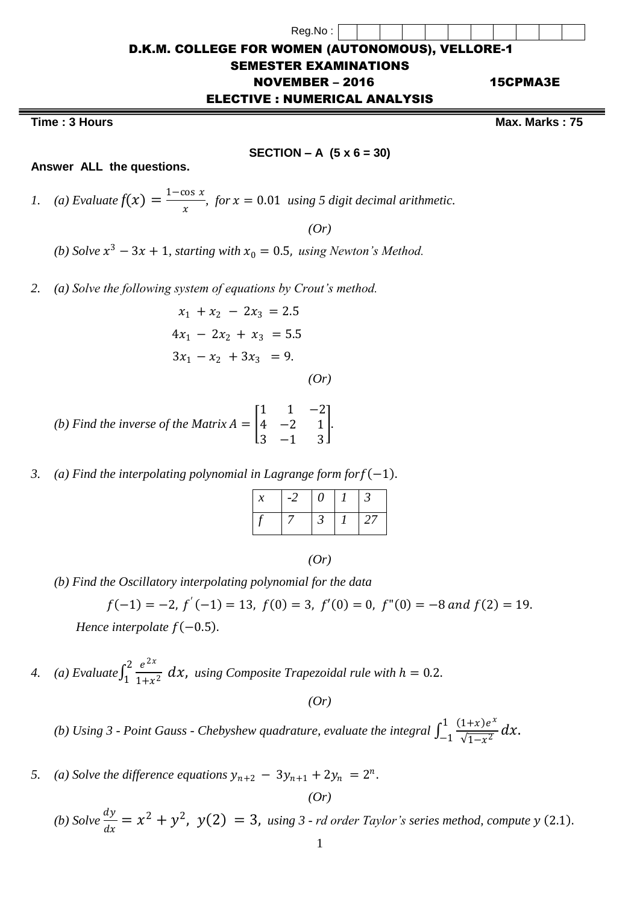Reg.No : | | | | | | | | | | | | |

**D.K.M. COLLEGE FOR WOMEN (AUTONOMOUS), VELLORE-1**

**SEMESTER EXAMINATIONS**

**NOVEMBER – 2016** **15CPMA3E**

**ELECTIVE : NUMERICAL ANALYSIS**

**Time : 3 Hours** **Max. Marks : 75**

**SECTION – A (5 x 6 = 30)**

**Answer ALL the questions.**

1. (a) *Evaluate* $f(x) = \frac{1-\cos x}{x}$, *for* $x = 0.01$ *using 5 digit decimal arithmetic.*

*(Or)*

(b) *Solve* $x^3 - 3x + 1$, *starting with* $x_0 = 0.5$, *using Newton's Method.*

2. (a) *Solve the following system of equations by Crout's method.*

$$x_1 + x_2 - 2x_3 = 2.5$$
$$4x_1 - 2x_2 + x_3 = 5.5$$
$$3x_1 - x_2 + 3x_3 = 9.$$

*(Or)*

(b) *Find the inverse of the Matrix* $A = \begin{bmatrix} 1 & 1 & -2 \\ 4 & -2 & 1 \\ 3 & -1 & 3 \end{bmatrix}$.

3. (a) *Find the interpolating polynomial in Lagrange form for* $f(-1)$.

| | | | | |
|---|---|---|---|---|
| *x* | *-2* | *0* | *1* | *3* |
| *f* | *7* | *3* | *1* | *27* |

*(Or)*

(b) *Find the Oscillatory interpolating polynomial for the data*

$$f(-1) = -2,\ f'(-1) = 13,\ f(0) = 3,\ f'(0) = 0,\ f''(0) = -8 \ and\ f(2) = 19.$$

*Hence interpolate* $f(-0.5)$.

4. (a) *Evaluate* $\int_1^2 \frac{e^{2x}}{1+x^2}\, dx$, *using Composite Trapezoidal rule with* $h = 0.2$.

*(Or)*

(b) *Using 3 - Point Gauss - Chebyshew quadrature, evaluate the integral* $\int_{-1}^{1} \frac{(1+x)e^x}{\sqrt{1-x^2}}\, dx.$

5. (a) *Solve the difference equations* $y_{n+2} - 3y_{n+1} + 2y_n = 2^n$.

*(Or)*

(b) *Solve* $\frac{dy}{dx} = x^2 + y^2$, $y(2) = 3$, *using 3 - rd order Taylor's series method, compute* $y\,(2.1)$.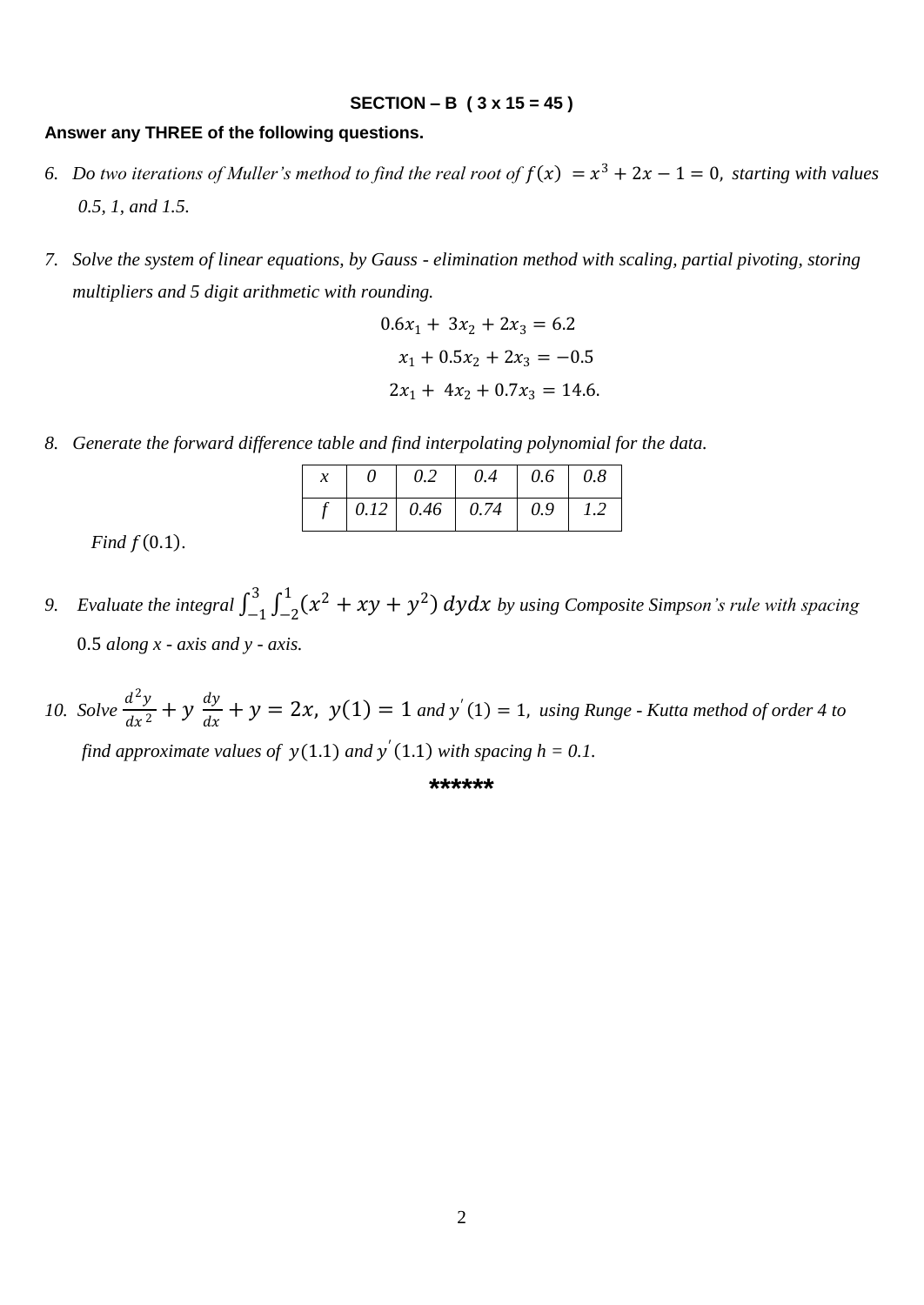**SECTION – B ( 3 x 15 = 45 )**

**Answer any THREE of the following questions.**

6. *Do two iterations of Muller's method to find the real root of* $f(x) = x^3 + 2x - 1 = 0$, *starting with values 0.5, 1, and 1.5.*

7. *Solve the system of linear equations, by Gauss - elimination method with scaling, partial pivoting, storing multipliers and 5 digit arithmetic with rounding.*

$$0.6x_1 + 3x_2 + 2x_3 = 6.2$$
$$x_1 + 0.5x_2 + 2x_3 = -0.5$$
$$2x_1 + 4x_2 + 0.7x_3 = 14.6.$$

8. *Generate the forward difference table and find interpolating polynomial for the data.*

| $x$ | 0 | 0.2 | 0.4 | 0.6 | 0.8 |
|---|---|---|---|---|---|
| $f$ | 0.12 | 0.46 | 0.74 | 0.9 | 1.2 |

*Find* $f(0.1)$.

9. *Evaluate the integral* $\int_{-1}^{3}\int_{-2}^{1}(x^2 + xy + y^2)\, dydx$ *by using Composite Simpson's rule with spacing* 0.5 *along x - axis and y - axis.*

10. *Solve* $\frac{d^2y}{dx^2} + y\,\frac{dy}{dx} + y = 2x,\ y(1) = 1$ *and* $y'(1) = 1$, *using Runge - Kutta method of order 4 to find approximate values of* $y(1.1)$ *and* $y'(1.1)$ *with spacing h = 0.1.*

******